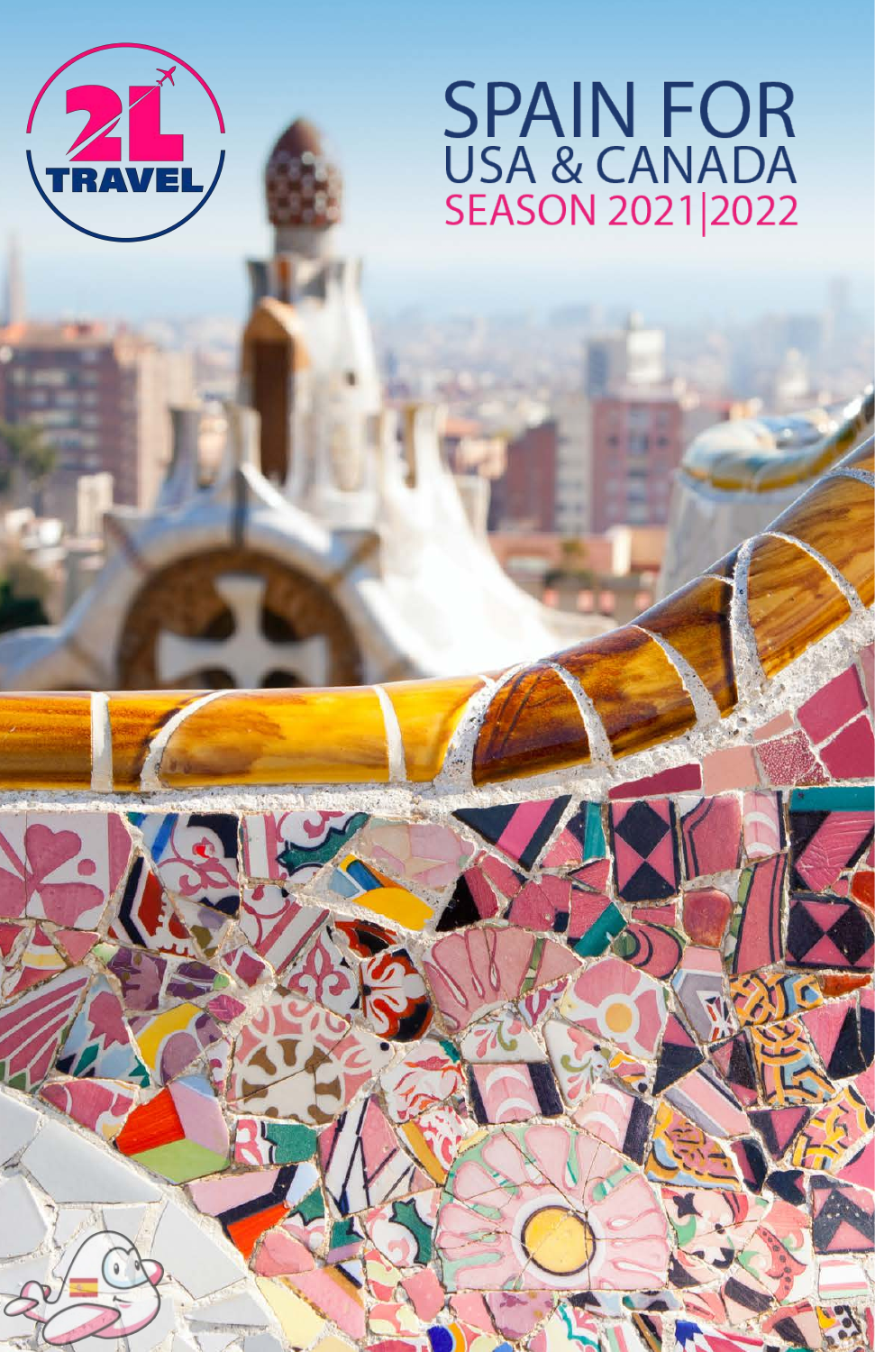# SPAIN FOR
## USA & CANADA
## SEASON 2021|2022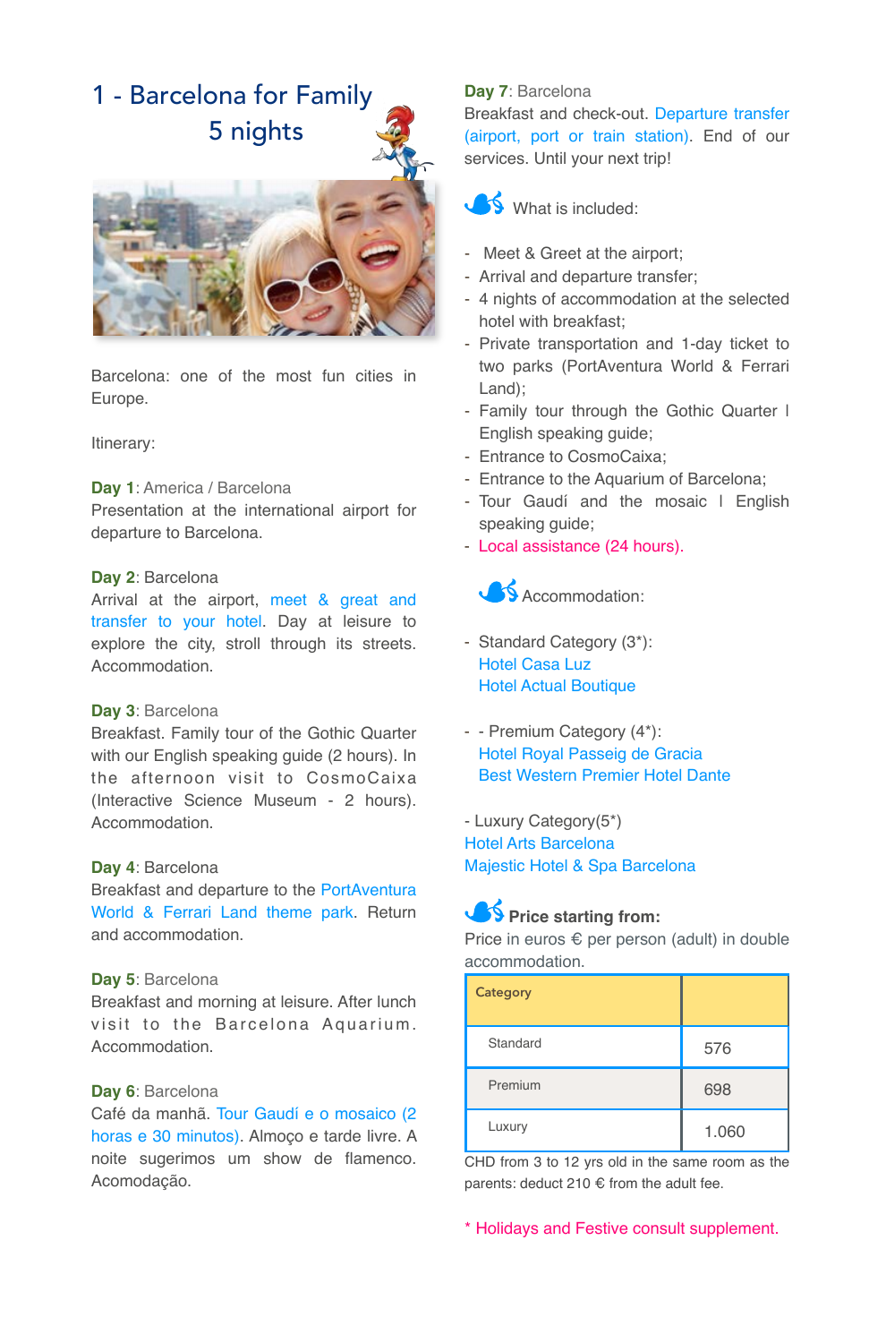# 1 - Barcelona for Family
## 5 nights

Barcelona: one of the most fun cities in Europe.

Itinerary:

**Day 1**: America / Barcelona
Presentation at the international airport for departure to Barcelona.

**Day 2**: Barcelona
Arrival at the airport, meet & great and transfer to your hotel. Day at leisure to explore the city, stroll through its streets. Accommodation.

**Day 3**: Barcelona
Breakfast. Family tour of the Gothic Quarter with our English speaking guide (2 hours). In the afternoon visit to CosmoCaixa (Interactive Science Museum - 2 hours). Accommodation.

**Day 4**: Barcelona
Breakfast and departure to the PortAventura World & Ferrari Land theme park. Return and accommodation.

**Day 5**: Barcelona
Breakfast and morning at leisure. After lunch visit to the Barcelona Aquarium. Accommodation.

**Day 6**: Barcelona
Café da manhã. Tour Gaudí e o mosaico (2 horas e 30 minutos). Almoço e tarde livre. A noite sugerimos um show de flamenco. Acomodação.

**Day 7**: Barcelona
Breakfast and check-out. Departure transfer (airport, port or train station). End of our services. Until your next trip!

### What is included:

- Meet & Greet at the airport;
- Arrival and departure transfer;
- 4 nights of accommodation at the selected hotel with breakfast;
- Private transportation and 1-day ticket to two parks (PortAventura World & Ferrari Land);
- Family tour through the Gothic Quarter I English speaking guide;
- Entrance to CosmoCaixa;
- Entrance to the Aquarium of Barcelona;
- Tour Gaudí and the mosaic I English speaking guide;
- Local assistance (24 hours).

### Accommodation:

- Standard Category (3*):
  Hotel Casa Luz
  Hotel Actual Boutique

- - Premium Category (4*):
  Hotel Royal Passeig de Gracia
  Best Western Premier Hotel Dante

- Luxury Category(5*)
Hotel Arts Barcelona
Majestic Hotel & Spa Barcelona

### **Price starting from:**

Price in euros € per person (adult) in double accommodation.

| Category | |
|---|---|
| Standard | 576 |
| Premium | 698 |
| Luxury | 1.060 |

CHD from 3 to 12 yrs old in the same room as the parents: deduct 210 € from the adult fee.

* Holidays and Festive consult supplement.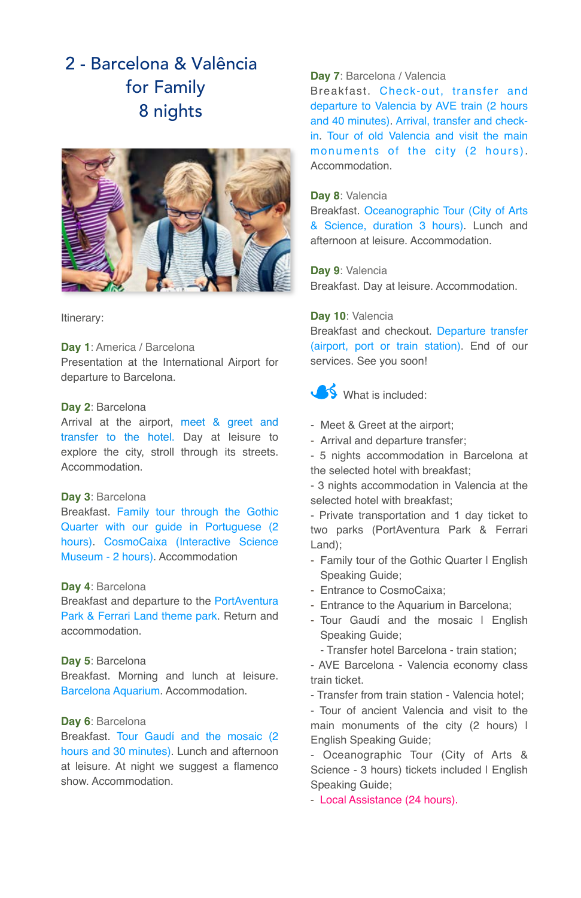# 2 - Barcelona & Valência for Family 8 nights

Itinerary:

**Day 1**: America / Barcelona
Presentation at the International Airport for departure to Barcelona.

**Day 2**: Barcelona
Arrival at the airport, meet & greet and transfer to the hotel. Day at leisure to explore the city, stroll through its streets. Accommodation.

**Day 3**: Barcelona
Breakfast. Family tour through the Gothic Quarter with our guide in Portuguese (2 hours). CosmoCaixa (Interactive Science Museum - 2 hours). Accommodation

**Day 4**: Barcelona
Breakfast and departure to the PortAventura Park & Ferrari Land theme park. Return and accommodation.

**Day 5**: Barcelona
Breakfast. Morning and lunch at leisure. Barcelona Aquarium. Accommodation.

**Day 6**: Barcelona
Breakfast. Tour Gaudí and the mosaic (2 hours and 30 minutes). Lunch and afternoon at leisure. At night we suggest a flamenco show. Accommodation.

**Day 7**: Barcelona / Valencia
Breakfast. Check-out, transfer and departure to Valencia by AVE train (2 hours and 40 minutes). Arrival, transfer and check-in. Tour of old Valencia and visit the main monuments of the city (2 hours). Accommodation.

**Day 8**: Valencia
Breakfast. Oceanographic Tour (City of Arts & Science, duration 3 hours). Lunch and afternoon at leisure. Accommodation.

**Day 9**: Valencia
Breakfast. Day at leisure. Accommodation.

**Day 10**: Valencia
Breakfast and checkout. Departure transfer (airport, port or train station). End of our services. See you soon!

What is included:

- Meet & Greet at the airport;
- Arrival and departure transfer;
- 5 nights accommodation in Barcelona at the selected hotel with breakfast;
- 3 nights accommodation in Valencia at the selected hotel with breakfast;
- Private transportation and 1 day ticket to two parks (PortAventura Park & Ferrari Land);
- Family tour of the Gothic Quarter I English Speaking Guide;
- Entrance to CosmoCaixa;
- Entrance to the Aquarium in Barcelona;
- Tour Gaudí and the mosaic I English Speaking Guide;
- Transfer hotel Barcelona - train station;
- AVE Barcelona - Valencia economy class train ticket.
- Transfer from train station - Valencia hotel;
- Tour of ancient Valencia and visit to the main monuments of the city (2 hours) I English Speaking Guide;
- Oceanographic Tour (City of Arts & Science - 3 hours) tickets included I English Speaking Guide;
- Local Assistance (24 hours).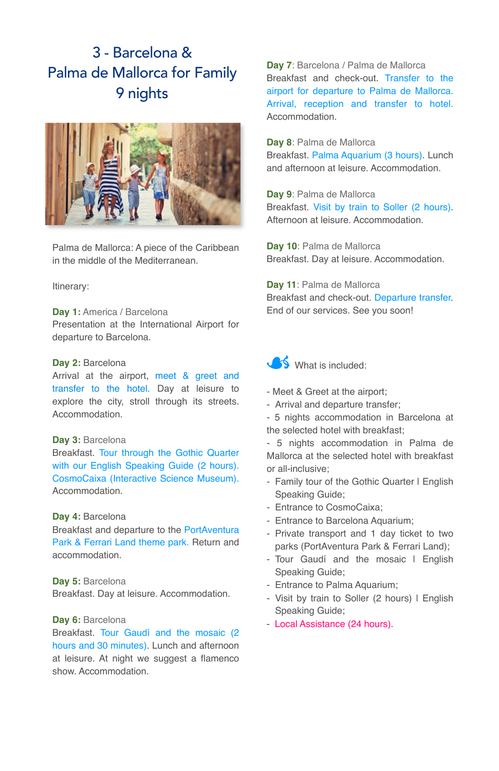# 3 - Barcelona & Palma de Mallorca for Family 9 nights

Palma de Mallorca: A piece of the Caribbean in the middle of the Mediterranean.

Itinerary:

**Day 1:** America / Barcelona
Presentation at the International Airport for departure to Barcelona.

**Day 2:** Barcelona
Arrival at the airport, meet & greet and transfer to the hotel. Day at leisure to explore the city, stroll through its streets. Accommodation.

**Day 3:** Barcelona
Breakfast. Tour through the Gothic Quarter with our English Speaking Guide (2 hours). CosmoCaixa (Interactive Science Museum). Accommodation.

**Day 4:** Barcelona
Breakfast and departure to the PortAventura Park & Ferrari Land theme park. Return and accommodation.

**Day 5:** Barcelona
Breakfast. Day at leisure. Accommodation.

**Day 6:** Barcelona
Breakfast. Tour Gaudí and the mosaic (2 hours and 30 minutes). Lunch and afternoon at leisure. At night we suggest a flamenco show. Accommodation.

**Day 7**: Barcelona / Palma de Mallorca
Breakfast and check-out. Transfer to the airport for departure to Palma de Mallorca. Arrival, reception and transfer to hotel. Accommodation.

**Day 8**: Palma de Mallorca
Breakfast. Palma Aquarium (3 hours). Lunch and afternoon at leisure. Accommodation.

**Day 9**: Palma de Mallorca
Breakfast. Visit by train to Soller (2 hours). Afternoon at leisure. Accommodation.

**Day 10**: Palma de Mallorca
Breakfast. Day at leisure. Accommodation.

**Day 11**: Palma de Mallorca
Breakfast and check-out. Departure transfer. End of our services. See you soon!

What is included:

- Meet & Greet at the airport;
- Arrival and departure transfer;
- 5 nights accommodation in Barcelona at the selected hotel with breakfast;
- 5 nights accommodation in Palma de Mallorca at the selected hotel with breakfast or all-inclusive;
- Family tour of the Gothic Quarter | English Speaking Guide;
- Entrance to CosmoCaixa;
- Entrance to Barcelona Aquarium;
- Private transport and 1 day ticket to two parks (PortAventura Park & Ferrari Land);
- Tour Gaudí and the mosaic | English Speaking Guide;
- Entrance to Palma Aquarium;
- Visit by train to Soller (2 hours) | English Speaking Guide;
- Local Assistance (24 hours).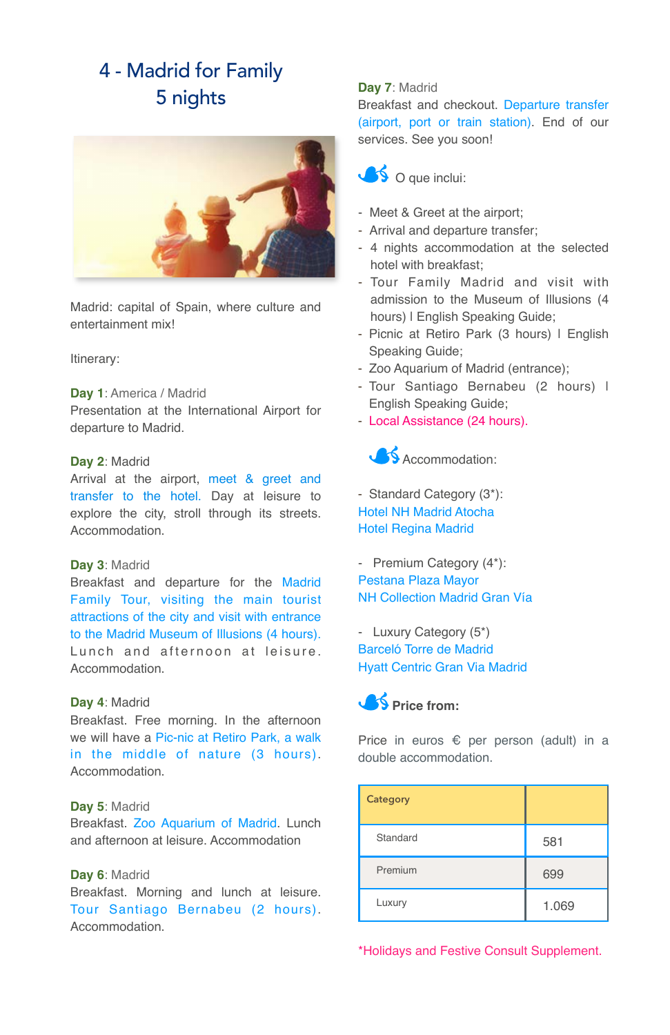# 4 - Madrid for Family
## 5 nights

Madrid: capital of Spain, where culture and entertainment mix!

Itinerary:

**Day 1**: America / Madrid
Presentation at the International Airport for departure to Madrid.

**Day 2**: Madrid
Arrival at the airport, meet & greet and transfer to the hotel. Day at leisure to explore the city, stroll through its streets. Accommodation.

**Day 3**: Madrid
Breakfast and departure for the Madrid Family Tour, visiting the main tourist attractions of the city and visit with entrance to the Madrid Museum of Illusions (4 hours). Lunch and afternoon at leisure. Accommodation.

**Day 4**: Madrid
Breakfast. Free morning. In the afternoon we will have a Pic-nic at Retiro Park, a walk in the middle of nature (3 hours). Accommodation.

**Day 5**: Madrid
Breakfast. Zoo Aquarium of Madrid. Lunch and afternoon at leisure. Accommodation

**Day 6**: Madrid
Breakfast. Morning and lunch at leisure. Tour Santiago Bernabeu (2 hours). Accommodation.

**Day 7**: Madrid
Breakfast and checkout. Departure transfer (airport, port or train station). End of our services. See you soon!

### O que inclui:

- Meet & Greet at the airport;
- Arrival and departure transfer;
- 4 nights accommodation at the selected hotel with breakfast;
- Tour Family Madrid and visit with admission to the Museum of Illusions (4 hours) | English Speaking Guide;
- Picnic at Retiro Park (3 hours) | English Speaking Guide;
- Zoo Aquarium of Madrid (entrance);
- Tour Santiago Bernabeu (2 hours) | English Speaking Guide;
- Local Assistance (24 hours).

### Accommodation:

- Standard Category (3*):
Hotel NH Madrid Atocha
Hotel Regina Madrid

- Premium Category (4*):
Pestana Plaza Mayor
NH Collection Madrid Gran Vía

- Luxury Category (5*)
Barceló Torre de Madrid
Hyatt Centric Gran Via Madrid

### Price from:

Price in euros € per person (adult) in a double accommodation.

| Category | |
|---|---|
| Standard | 581 |
| Premium | 699 |
| Luxury | 1.069 |

*Holidays and Festive Consult Supplement.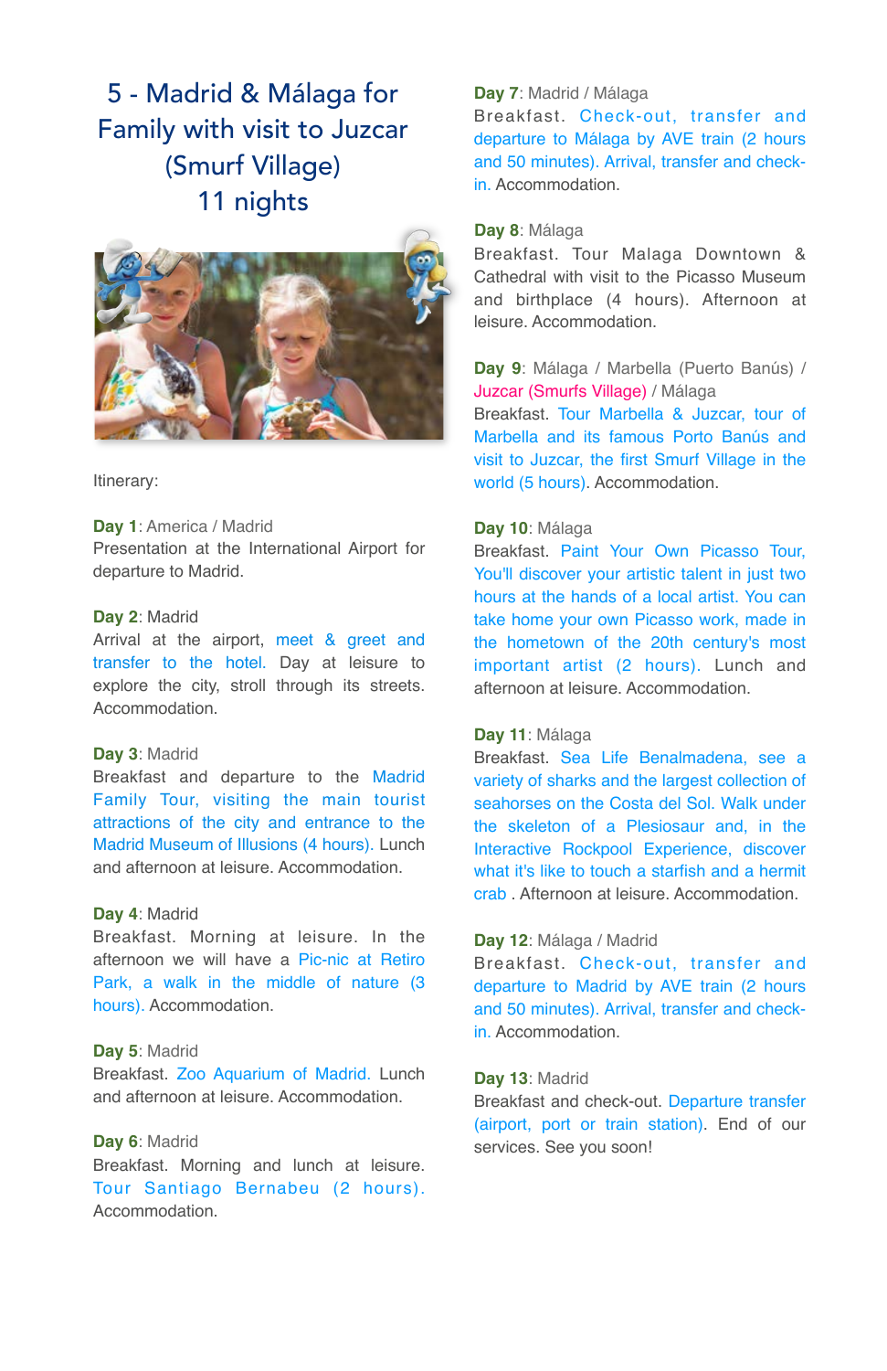# 5 - Madrid & Málaga for Family with visit to Juzcar (Smurf Village) 11 nights

Itinerary:

**Day 1**: America / Madrid
Presentation at the International Airport for departure to Madrid.

**Day 2**: Madrid
Arrival at the airport, meet & greet and transfer to the hotel. Day at leisure to explore the city, stroll through its streets. Accommodation.

**Day 3**: Madrid
Breakfast and departure to the Madrid Family Tour, visiting the main tourist attractions of the city and entrance to the Madrid Museum of Illusions (4 hours). Lunch and afternoon at leisure. Accommodation.

**Day 4**: Madrid
Breakfast. Morning at leisure. In the afternoon we will have a Pic-nic at Retiro Park, a walk in the middle of nature (3 hours). Accommodation.

**Day 5**: Madrid
Breakfast. Zoo Aquarium of Madrid. Lunch and afternoon at leisure. Accommodation.

**Day 6**: Madrid
Breakfast. Morning and lunch at leisure. Tour Santiago Bernabeu (2 hours). Accommodation.

**Day 7**: Madrid / Málaga
Breakfast. Check-out, transfer and departure to Málaga by AVE train (2 hours and 50 minutes). Arrival, transfer and check-in. Accommodation.

**Day 8**: Málaga
Breakfast. Tour Malaga Downtown & Cathedral with visit to the Picasso Museum and birthplace (4 hours). Afternoon at leisure. Accommodation.

**Day 9**: Málaga / Marbella (Puerto Banús) / Juzcar (Smurfs Village) / Málaga
Breakfast. Tour Marbella & Juzcar, tour of Marbella and its famous Porto Banús and visit to Juzcar, the first Smurf Village in the world (5 hours). Accommodation.

**Day 10**: Málaga
Breakfast. Paint Your Own Picasso Tour, You'll discover your artistic talent in just two hours at the hands of a local artist. You can take home your own Picasso work, made in the hometown of the 20th century's most important artist (2 hours). Lunch and afternoon at leisure. Accommodation.

**Day 11**: Málaga
Breakfast. Sea Life Benalmadena, see a variety of sharks and the largest collection of seahorses on the Costa del Sol. Walk under the skeleton of a Plesiosaur and, in the Interactive Rockpool Experience, discover what it's like to touch a starfish and a hermit crab . Afternoon at leisure. Accommodation.

**Day 12**: Málaga / Madrid
Breakfast. Check-out, transfer and departure to Madrid by AVE train (2 hours and 50 minutes). Arrival, transfer and check-in. Accommodation.

**Day 13**: Madrid
Breakfast and check-out. Departure transfer (airport, port or train station). End of our services. See you soon!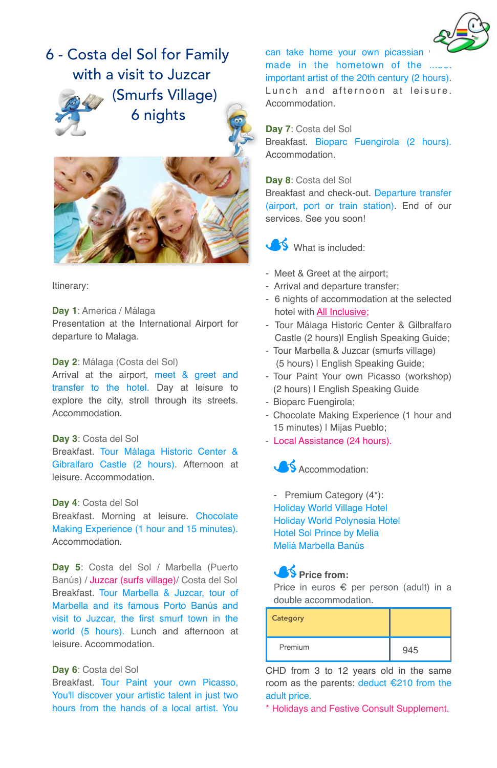# 6 - Costa del Sol for Family with a visit to Juzcar (Smurfs Village) 6 nights

Itinerary:

**Day 1**: America / Málaga
Presentation at the International Airport for departure to Malaga.

**Day 2**: Málaga (Costa del Sol)
Arrival at the airport, meet & greet and transfer to the hotel. Day at leisure to explore the city, stroll through its streets. Accommodation.

**Day 3**: Costa del Sol
Breakfast. Tour Málaga Historic Center & Gibralfaro Castle (2 hours). Afternoon at leisure. Accommodation.

**Day 4**: Costa del Sol
Breakfast. Morning at leisure. Chocolate Making Experience (1 hour and 15 minutes). Accommodation.

**Day 5**: Costa del Sol / Marbella (Puerto Banús) / Juzcar (surfs village)/ Costa del Sol
Breakfast. Tour Marbella & Juzcar, tour of Marbella and its famous Porto Banús and visit to Juzcar, the first smurf town in the world (5 hours). Lunch and afternoon at leisure. Accommodation.

**Day 6**: Costa del Sol
Breakfast. Tour Paint your own Picasso, You'll discover your artistic talent in just two hours from the hands of a local artist. You can take home your own picassian made in the hometown of the most important artist of the 20th century (2 hours). Lunch and afternoon at leisure. Accommodation.

**Day 7**: Costa del Sol
Breakfast. Bioparc Fuengirola (2 hours). Accommodation.

**Day 8**: Costa del Sol
Breakfast and check-out. Departure transfer (airport, port or train station). End of our services. See you soon!

What is included:

- Meet & Greet at the airport;
- Arrival and departure transfer;
- 6 nights of accommodation at the selected hotel with All Inclusive;
- Tour Málaga Historic Center & Gilbralfaro Castle (2 hours)| English Speaking Guide;
- Tour Marbella & Juzcar (smurfs village) (5 hours) | English Speaking Guide;
- Tour Paint Your own Picasso (workshop) (2 hours) | English Speaking Guide
- Bioparc Fuengirola;
- Chocolate Making Experience (1 hour and 15 minutes) | Mijas Pueblo;
- Local Assistance (24 hours).

Accommodation:

- Premium Category (4*):
Holiday World Village Hotel
Holiday World Polynesia Hotel
Hotel Sol Prince by Melia
Meliá Marbella Banús

**Price from:**
Price in euros € per person (adult) in a double accommodation.

| Category | |
|---|---|
| Premium | 945 |

CHD from 3 to 12 years old in the same room as the parents: deduct €210 from the adult price.

\* Holidays and Festive Consult Supplement.